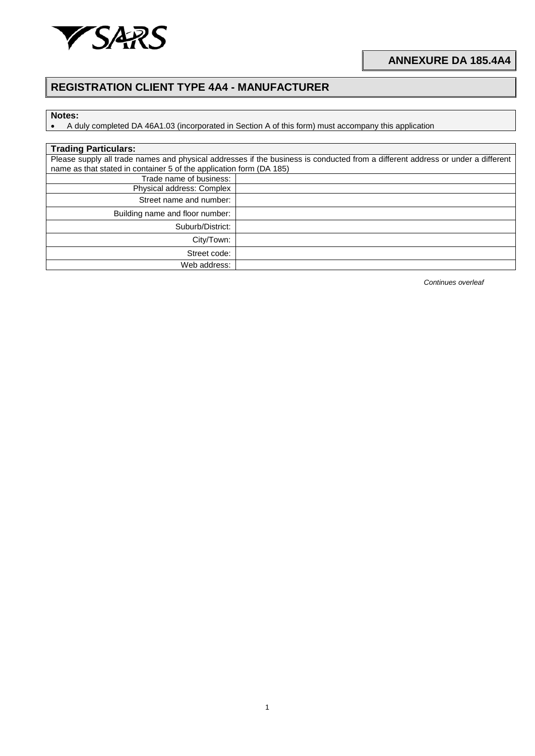# ANNEXURE DA 185.4A4

## REGISTRATION CLIENT TYPE 4A4 - MANUFACTURER

**Notes:**

- A duly completed DA 46A1.03 (incorporated in Section A of this form) must accompany this application

**Trading Particulars:**

Please supply all trade names and physical addresses if the business is conducted from a different address or under a different name as that stated in container 5 of the application form (DA 185)

| | |
|---|---|
| Trade name of business: | |
| Physical address: Complex | |
| Street name and number: | |
| Building name and floor number: | |
| Suburb/District: | |
| City/Town: | |
| Street code: | |
| Web address: | |

*Continues overleaf*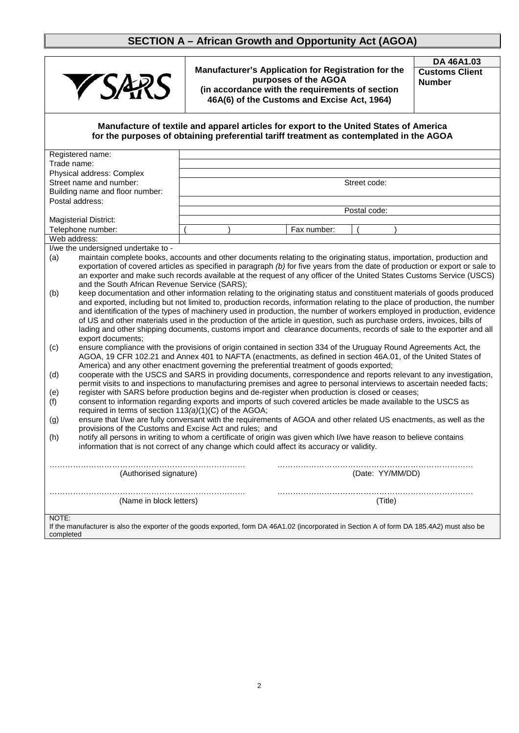# SECTION A – African Growth and Opportunity Act (AGOA)

| SARS | Manufacturer's Application for Registration for the purposes of the AGOA (in accordance with the requirements of section 46A(6) of the Customs and Excise Act, 1964) | DA 46A1.03 **Customs Client Number** |
|---|---|---|

**Manufacture of textile and apparel articles for export to the United States of America for the purposes of obtaining preferential tariff treatment as contemplated in the AGOA**

| | | | |
|---|---|---|---|
| Registered name: | | | |
| Trade name: | | | |
| Physical address: Complex | | | |
| Street name and number: | | Street code: | |
| Building name and floor number: | | | |
| Postal address: | | | |
| | | Postal code: | |
| Magisterial District: | | | |
| Telephone number: | ( ) | Fax number: | ( ) |
| Web address: | | | |

I/we the undersigned undertake to -

(a) maintain complete books, accounts and other documents relating to the originating status, importation, production and exportation of covered articles as specified in paragraph *(b)* for five years from the date of production or export or sale to an exporter and make such records available at the request of any officer of the United States Customs Service (USCS) and the South African Revenue Service (SARS);

(b) keep documentation and other information relating to the originating status and constituent materials of goods produced and exported, including but not limited to, production records, information relating to the place of production, the number and identification of the types of machinery used in production, the number of workers employed in production, evidence of US and other materials used in the production of the article in question, such as purchase orders, invoices, bills of lading and other shipping documents, customs import and clearance documents, records of sale to the exporter and all export documents;

(c) ensure compliance with the provisions of origin contained in section 334 of the Uruguay Round Agreements Act, the AGOA, 19 CFR 102.21 and Annex 401 to NAFTA (enactments, as defined in section 46A.01, of the United States of America) and any other enactment governing the preferential treatment of goods exported;

(d) cooperate with the USCS and SARS in providing documents, correspondence and reports relevant to any investigation, permit visits to and inspections to manufacturing premises and agree to personal interviews to ascertain needed facts;

(e) register with SARS before production begins and de-register when production is closed or ceases;

(f) consent to information regarding exports and imports of such covered articles be made available to the USCS as required in terms of section 113*(a)*(1)(C) of the AGOA;

(g) ensure that I/we are fully conversant with the requirements of AGOA and other related US enactments, as well as the provisions of the Customs and Excise Act and rules; and

(h) notify all persons in writing to whom a certificate of origin was given which I/we have reason to believe contains information that is not correct of any change which could affect its accuracy or validity.

……………………………………………………………… (Authorised signature)

……………………………………………………………… (Date: YY/MM/DD)

……………………………………………………………… (Name in block letters)

……………………………………………………………… (Title)

NOTE:
If the manufacturer is also the exporter of the goods exported, form DA 46A1.02 (incorporated in Section A of form DA 185.4A2) must also be completed